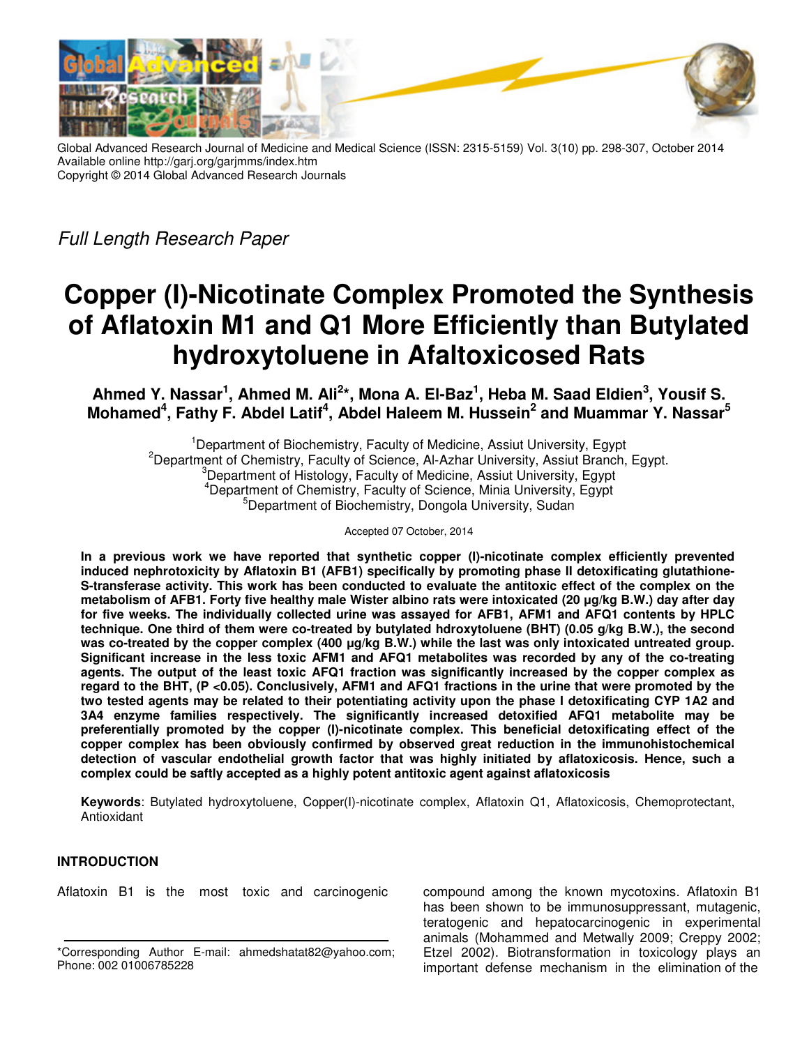Global Advanced Research Journal of Medicine and Medical Science (ISSN: 2315-5159) Vol. 3(10) pp. 298-307, October 2014
Available online http://garj.org/garjmms/index.htm
Copyright © 2014 Global Advanced Research Journals

*Full Length Research Paper*

# Copper (I)-Nicotinate Complex Promoted the Synthesis of Aflatoxin M1 and Q1 More Efficiently than Butylated hydroxytoluene in Afaltoxicosed Rats

**Ahmed Y. Nassar[1], Ahmed M. Ali[2]*, Mona A. El-Baz[1], Heba M. Saad Eldien[3], Yousif S. Mohamed[4], Fathy F. Abdel Latif[4], Abdel Haleem M. Hussein[2] and Muammar Y. Nassar[5]**

[1]Department of Biochemistry, Faculty of Medicine, Assiut University, Egypt
[2]Department of Chemistry, Faculty of Science, Al-Azhar University, Assiut Branch, Egypt.
[3]Department of Histology, Faculty of Medicine, Assiut University, Egypt
[4]Department of Chemistry, Faculty of Science, Minia University, Egypt
[5]Department of Biochemistry, Dongola University, Sudan

Accepted 07 October, 2014

**In a previous work we have reported that synthetic copper (I)-nicotinate complex efficiently prevented induced nephrotoxicity by Aflatoxin B1 (AFB1) specifically by promoting phase II detoxificating glutathione-S-transferase activity. This work has been conducted to evaluate the antitoxic effect of the complex on the metabolism of AFB1. Forty five healthy male Wister albino rats were intoxicated (20 µg/kg B.W.) day after day for five weeks. The individually collected urine was assayed for AFB1, AFM1 and AFQ1 contents by HPLC technique. One third of them were co-treated by butylated hdroxytoluene (BHT) (0.05 g/kg B.W.), the second was co-treated by the copper complex (400 µg/kg B.W.) while the last was only intoxicated untreated group. Significant increase in the less toxic AFM1 and AFQ1 metabolites was recorded by any of the co-treating agents. The output of the least toxic AFQ1 fraction was significantly increased by the copper complex as regard to the BHT, (P <0.05). Conclusively, AFM1 and AFQ1 fractions in the urine that were promoted by the two tested agents may be related to their potentiating activity upon the phase I detoxificating CYP 1A2 and 3A4 enzyme families respectively. The significantly increased detoxified AFQ1 metabolite may be preferentially promoted by the copper (I)-nicotinate complex. This beneficial detoxificating effect of the copper complex has been obviously confirmed by observed great reduction in the immunohistochemical detection of vascular endothelial growth factor that was highly initiated by aflatoxicosis. Hence, such a complex could be saftly accepted as a highly potent antitoxic agent against aflatoxicosis**

**Keywords**: Butylated hydroxytoluene, Copper(I)-nicotinate complex, Aflatoxin Q1, Aflatoxicosis, Chemoprotectant, Antioxidant

## INTRODUCTION

Aflatoxin B1 is the most toxic and carcinogenic compound among the known mycotoxins. Aflatoxin B1 has been shown to be immunosuppressant, mutagenic, teratogenic and hepatocarcinogenic in experimental animals (Mohammed and Metwally 2009; Creppy 2002; Etzel 2002). Biotransformation in toxicology plays an important defense mechanism in the elimination of the

*Corresponding Author E-mail: ahmedshatat82@yahoo.com; Phone: 002 01006785228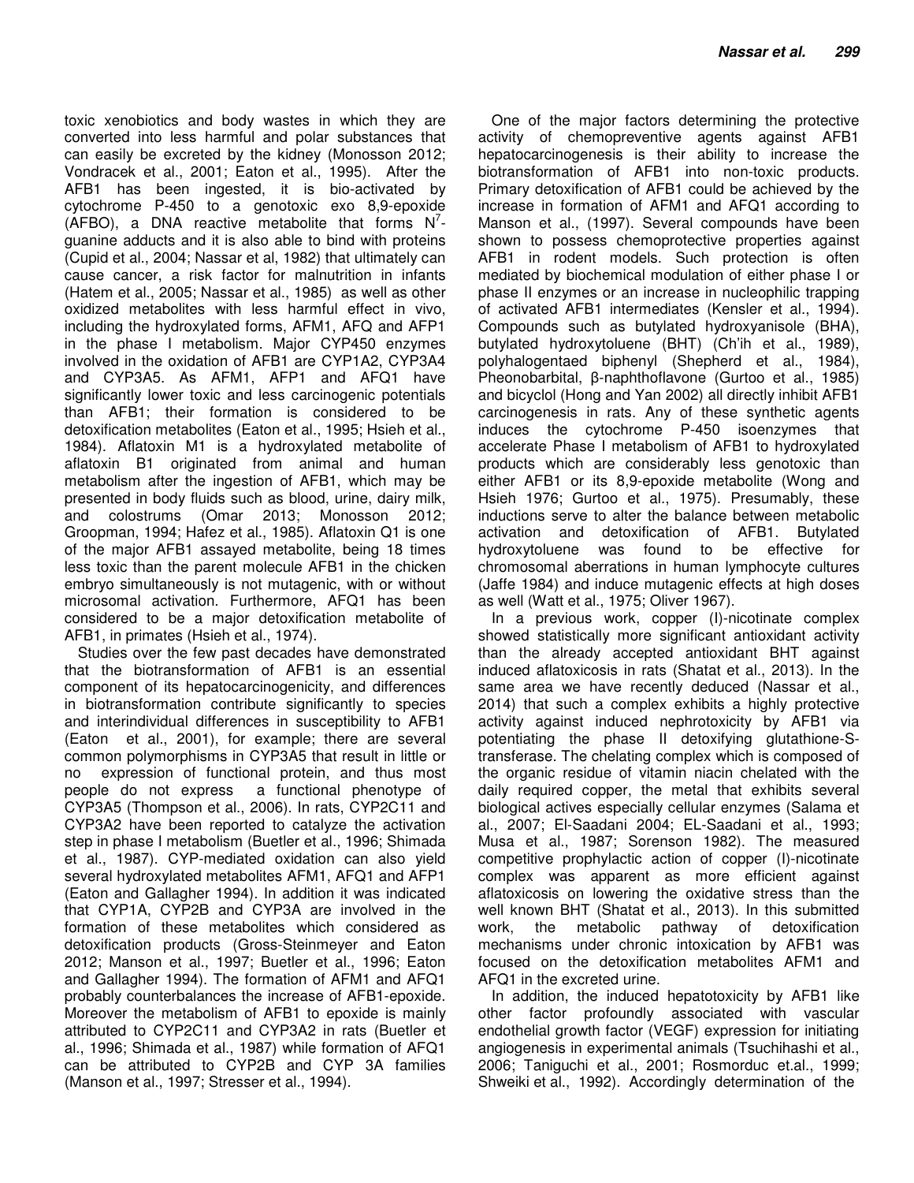toxic xenobiotics and body wastes in which they are converted into less harmful and polar substances that can easily be excreted by the kidney (Monosson 2012; Vondracek et al., 2001; Eaton et al., 1995). After the AFB1 has been ingested, it is bio-activated by cytochrome P-450 to a genotoxic exo 8,9-epoxide (AFBO), a DNA reactive metabolite that forms $N^7$-guanine adducts and it is also able to bind with proteins (Cupid et al., 2004; Nassar et al, 1982) that ultimately can cause cancer, a risk factor for malnutrition in infants (Hatem et al., 2005; Nassar et al., 1985) as well as other oxidized metabolites with less harmful effect in vivo, including the hydroxylated forms, AFM1, AFQ and AFP1 in the phase I metabolism. Major CYP450 enzymes involved in the oxidation of AFB1 are CYP1A2, CYP3A4 and CYP3A5. As AFM1, AFP1 and AFQ1 have significantly lower toxic and less carcinogenic potentials than AFB1; their formation is considered to be detoxification metabolites (Eaton et al., 1995; Hsieh et al., 1984). Aflatoxin M1 is a hydroxylated metabolite of aflatoxin B1 originated from animal and human metabolism after the ingestion of AFB1, which may be presented in body fluids such as blood, urine, dairy milk, and colostrums (Omar 2013; Monosson 2012; Groopman, 1994; Hafez et al., 1985). Aflatoxin Q1 is one of the major AFB1 assayed metabolite, being 18 times less toxic than the parent molecule AFB1 in the chicken embryo simultaneously is not mutagenic, with or without microsomal activation. Furthermore, AFQ1 has been considered to be a major detoxification metabolite of AFB1, in primates (Hsieh et al., 1974).

Studies over the few past decades have demonstrated that the biotransformation of AFB1 is an essential component of its hepatocarcinogenicity, and differences in biotransformation contribute significantly to species and interindividual differences in susceptibility to AFB1 (Eaton et al., 2001), for example; there are several common polymorphisms in CYP3A5 that result in little or no expression of functional protein, and thus most people do not express a functional phenotype of CYP3A5 (Thompson et al., 2006). In rats, CYP2C11 and CYP3A2 have been reported to catalyze the activation step in phase I metabolism (Buetler et al., 1996; Shimada et al., 1987). CYP-mediated oxidation can also yield several hydroxylated metabolites AFM1, AFQ1 and AFP1 (Eaton and Gallagher 1994). In addition it was indicated that CYP1A, CYP2B and CYP3A are involved in the formation of these metabolites which considered as detoxification products (Gross-Steinmeyer and Eaton 2012; Manson et al., 1997; Buetler et al., 1996; Eaton and Gallagher 1994). The formation of AFM1 and AFQ1 probably counterbalances the increase of AFB1-epoxide. Moreover the metabolism of AFB1 to epoxide is mainly attributed to CYP2C11 and CYP3A2 in rats (Buetler et al., 1996; Shimada et al., 1987) while formation of AFQ1 can be attributed to CYP2B and CYP 3A families (Manson et al., 1997; Stresser et al., 1994).

One of the major factors determining the protective activity of chemopreventive agents against AFB1 hepatocarcinogenesis is their ability to increase the biotransformation of AFB1 into non-toxic products. Primary detoxification of AFB1 could be achieved by the increase in formation of AFM1 and AFQ1 according to Manson et al., (1997). Several compounds have been shown to possess chemoprotective properties against AFB1 in rodent models. Such protection is often mediated by biochemical modulation of either phase I or phase II enzymes or an increase in nucleophilic trapping of activated AFB1 intermediates (Kensler et al., 1994). Compounds such as butylated hydroxyanisole (BHA), butylated hydroxytoluene (BHT) (Ch'ih et al., 1989), polyhalogentaed biphenyl (Shepherd et al., 1984), Pheonobarbital, β-naphthoflavone (Gurtoo et al., 1985) and bicyclol (Hong and Yan 2002) all directly inhibit AFB1 carcinogenesis in rats. Any of these synthetic agents induces the cytochrome P-450 isoenzymes that accelerate Phase I metabolism of AFB1 to hydroxylated products which are considerably less genotoxic than either AFB1 or its 8,9-epoxide metabolite (Wong and Hsieh 1976; Gurtoo et al., 1975). Presumably, these inductions serve to alter the balance between metabolic activation and detoxification of AFB1. Butylated hydroxytoluene was found to be effective for chromosomal aberrations in human lymphocyte cultures (Jaffe 1984) and induce mutagenic effects at high doses as well (Watt et al., 1975; Oliver 1967).

In a previous work, copper (I)-nicotinate complex showed statistically more significant antioxidant activity than the already accepted antioxidant BHT against induced aflatoxicosis in rats (Shatat et al., 2013). In the same area we have recently deduced (Nassar et al., 2014) that such a complex exhibits a highly protective activity against induced nephrotoxicity by AFB1 via potentiating the phase II detoxifying glutathione-S-transferase. The chelating complex which is composed of the organic residue of vitamin niacin chelated with the daily required copper, the metal that exhibits several biological actives especially cellular enzymes (Salama et al., 2007; El-Saadani 2004; EL-Saadani et al., 1993; Musa et al., 1987; Sorenson 1982). The measured competitive prophylactic action of copper (I)-nicotinate complex was apparent as more efficient against aflatoxicosis on lowering the oxidative stress than the well known BHT (Shatat et al., 2013). In this submitted work, the metabolic pathway of detoxification mechanisms under chronic intoxication by AFB1 was focused on the detoxification metabolites AFM1 and AFQ1 in the excreted urine.

In addition, the induced hepatotoxicity by AFB1 like other factor profoundly associated with vascular endothelial growth factor (VEGF) expression for initiating angiogenesis in experimental animals (Tsuchihashi et al., 2006; Taniguchi et al., 2001; Rosmorduc et.al., 1999; Shweiki et al., 1992). Accordingly determination of the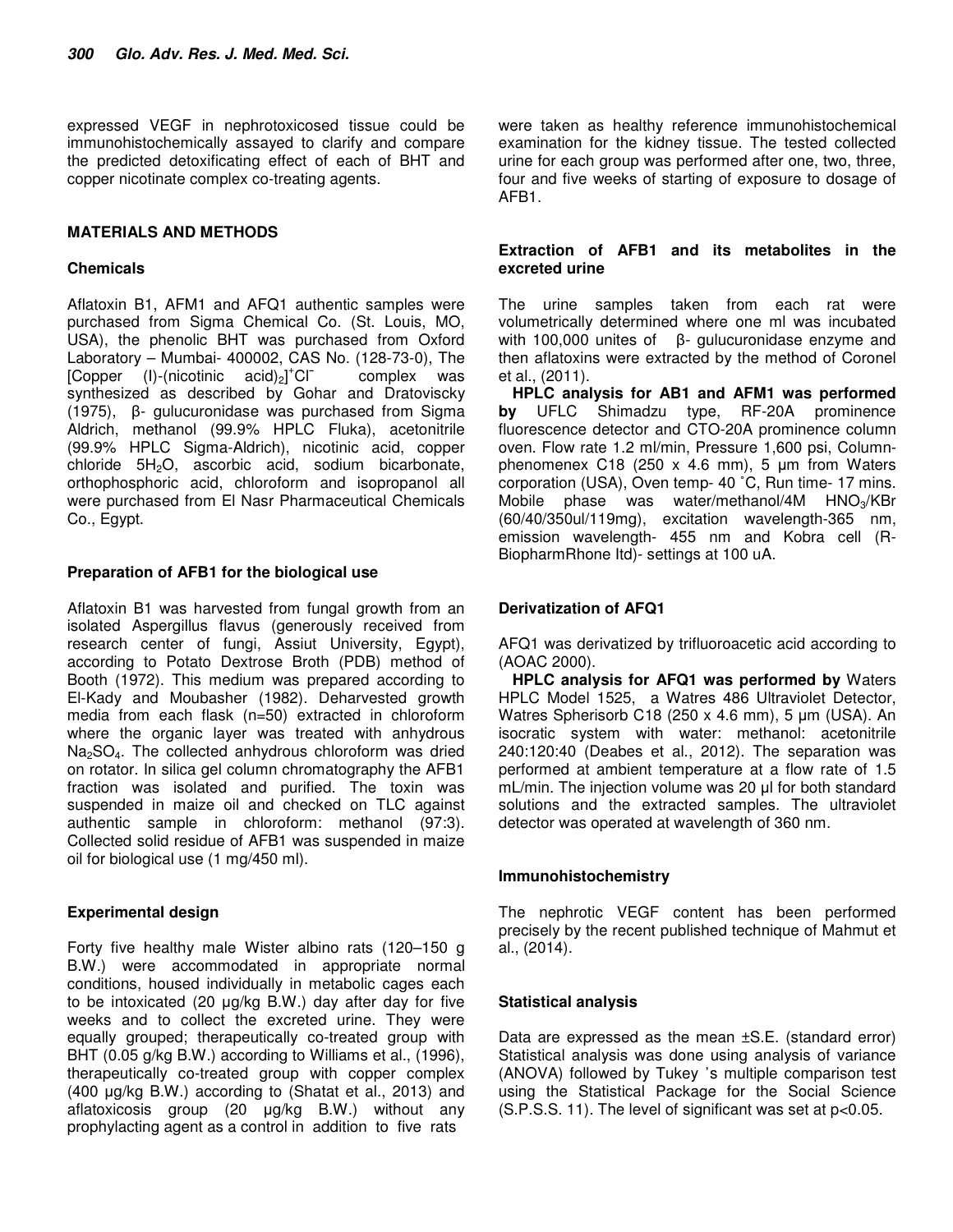expressed VEGF in nephrotoxicosed tissue could be immunohistochemically assayed to clarify and compare the predicted detoxificating effect of each of BHT and copper nicotinate complex co-treating agents.

## MATERIALS AND METHODS

### Chemicals

Aflatoxin B1, AFM1 and AFQ1 authentic samples were purchased from Sigma Chemical Co. (St. Louis, MO, USA), the phenolic BHT was purchased from Oxford Laboratory – Mumbai- 400002, CAS No. (128-73-0), The [Copper (I)-(nicotinic acid)$_2$]$^+$Cl$^-$ complex was synthesized as described by Gohar and Dratoviscky (1975), β- gulucuronidase was purchased from Sigma Aldrich, methanol (99.9% HPLC Fluka), acetonitrile (99.9% HPLC Sigma-Aldrich), nicotinic acid, copper chloride $5H_2O$, ascorbic acid, sodium bicarbonate, orthophosphoric acid, chloroform and isopropanol all were purchased from El Nasr Pharmaceutical Chemicals Co., Egypt.

### Preparation of AFB1 for the biological use

Aflatoxin B1 was harvested from fungal growth from an isolated Aspergillus flavus (generously received from research center of fungi, Assiut University, Egypt), according to Potato Dextrose Broth (PDB) method of Booth (1972). This medium was prepared according to El-Kady and Moubasher (1982). Deharvested growth media from each flask (n=50) extracted in chloroform where the organic layer was treated with anhydrous $Na_2SO_4$. The collected anhydrous chloroform was dried on rotator. In silica gel column chromatography the AFB1 fraction was isolated and purified. The toxin was suspended in maize oil and checked on TLC against authentic sample in chloroform: methanol (97:3). Collected solid residue of AFB1 was suspended in maize oil for biological use (1 mg/450 ml).

### Experimental design

Forty five healthy male Wister albino rats (120–150 g B.W.) were accommodated in appropriate normal conditions, housed individually in metabolic cages each to be intoxicated (20 µg/kg B.W.) day after day for five weeks and to collect the excreted urine. They were equally grouped; therapeutically co-treated group with BHT (0.05 g/kg B.W.) according to Williams et al., (1996), therapeutically co-treated group with copper complex (400 µg/kg B.W.) according to (Shatat et al., 2013) and aflatoxicosis group (20 µg/kg B.W.) without any prophylacting agent as a control in addition to five rats were taken as healthy reference immunohistochemical examination for the kidney tissue. The tested collected urine for each group was performed after one, two, three, four and five weeks of starting of exposure to dosage of AFB1.

### Extraction of AFB1 and its metabolites in the excreted urine

The urine samples taken from each rat were volumetrically determined where one ml was incubated with 100,000 unites of β- gulucuronidase enzyme and then aflatoxins were extracted by the method of Coronel et al., (2011).

**HPLC analysis for AB1 and AFM1 was performed by** UFLC Shimadzu type, RF-20A prominence fluorescence detector and CTO-20A prominence column oven. Flow rate 1.2 ml/min, Pressure 1,600 psi, Column-phenomenex C18 (250 x 4.6 mm), 5 µm from Waters corporation (USA), Oven temp- 40 ˚C, Run time- 17 mins. Mobile phase was water/methanol/4M $HNO_3$/KBr (60/40/350ul/119mg), excitation wavelength-365 nm, emission wavelength- 455 nm and Kobra cell (R-BiopharmRhone ltd)- settings at 100 uA.

### Derivatization of AFQ1

AFQ1 was derivatized by trifluoroacetic acid according to (AOAC 2000).

**HPLC analysis for AFQ1 was performed by** Waters HPLC Model 1525, a Watres 486 Ultraviolet Detector, Watres Spherisorb C18 (250 x 4.6 mm), 5 µm (USA). An isocratic system with water: methanol: acetonitrile 240:120:40 (Deabes et al., 2012). The separation was performed at ambient temperature at a flow rate of 1.5 mL/min. The injection volume was 20 µl for both standard solutions and the extracted samples. The ultraviolet detector was operated at wavelength of 360 nm.

### Immunohistochemistry

The nephrotic VEGF content has been performed precisely by the recent published technique of Mahmut et al., (2014).

### Statistical analysis

Data are expressed as the mean ±S.E. (standard error) Statistical analysis was done using analysis of variance (ANOVA) followed by Tukey 's multiple comparison test using the Statistical Package for the Social Science (S.P.S.S. 11). The level of significant was set at $p<0.05$.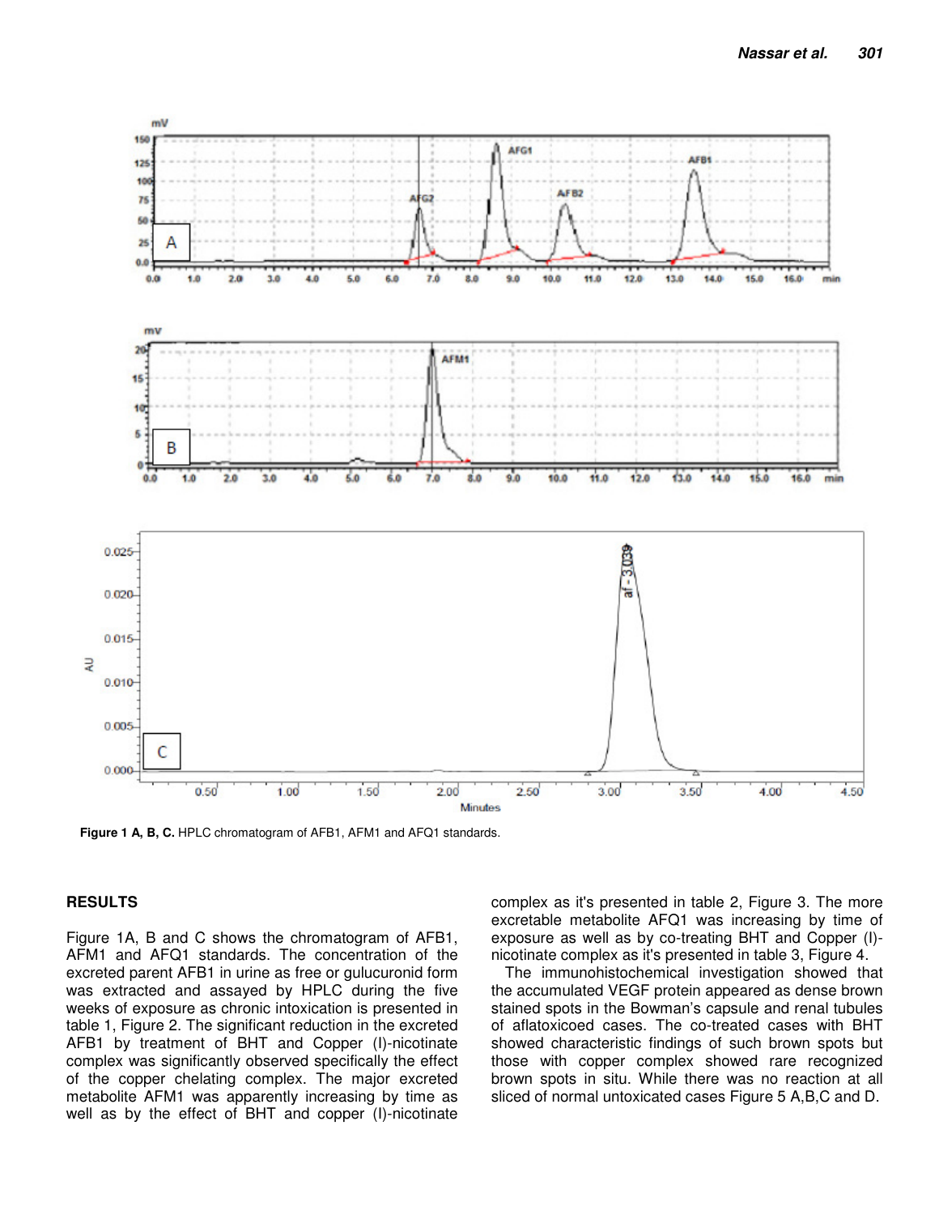**Figure 1 A, B, C.** HPLC chromatogram of AFB1, AFM1 and AFQ1 standards.

## RESULTS

Figure 1A, B and C shows the chromatogram of AFB1, AFM1 and AFQ1 standards. The concentration of the excreted parent AFB1 in urine as free or gulucuronid form was extracted and assayed by HPLC during the five weeks of exposure as chronic intoxication is presented in table 1, Figure 2. The significant reduction in the excreted AFB1 by treatment of BHT and Copper (I)-nicotinate complex was significantly observed specifically the effect of the copper chelating complex. The major excreted metabolite AFM1 was apparently increasing by time as well as by the effect of BHT and copper (I)-nicotinate complex as it's presented in table 2, Figure 3. The more excretable metabolite AFQ1 was increasing by time of exposure as well as by co-treating BHT and Copper (I)-nicotinate complex as it's presented in table 3, Figure 4.

The immunohistochemical investigation showed that the accumulated VEGF protein appeared as dense brown stained spots in the Bowman's capsule and renal tubules of aflatoxicoed cases. The co-treated cases with BHT showed characteristic findings of such brown spots but those with copper complex showed rare recognized brown spots in situ. While there was no reaction at all sliced of normal untoxicated cases Figure 5 A,B,C and D.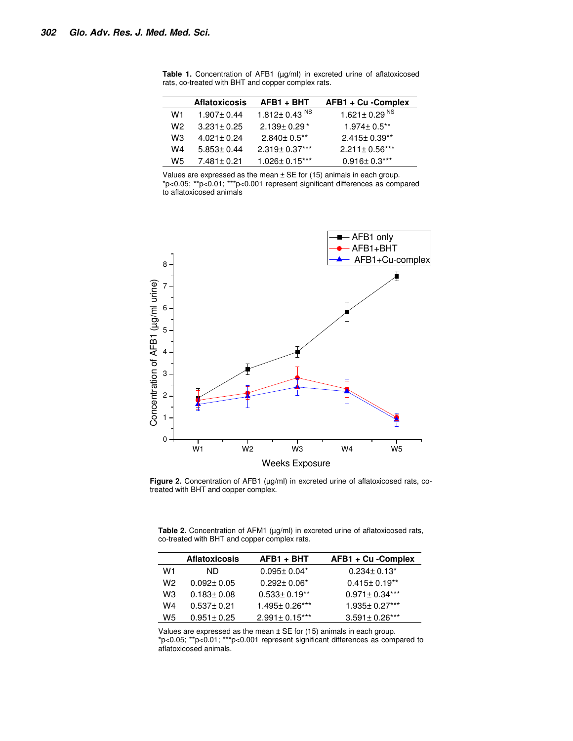**Table 1.** Concentration of AFB1 (µg/ml) in excreted urine of aflatoxicosed rats, co-treated with BHT and copper complex rats.

| | Aflatoxicosis | AFB1 + BHT | AFB1 + Cu -Complex |
|---|---|---|---|
| W1 | 1.907± 0.44 | 1.812± 0.43 $^{NS}$ | 1.621± 0.29 $^{NS}$ |
| W2 | 3.231± 0.25 | 2.139± 0.29 * | 1.974± 0.5** |
| W3 | 4.021± 0.24 | 2.840± 0.5** | 2.415± 0.39** |
| W4 | 5.853± 0.44 | 2.319± 0.37*** | 2.211± 0.56*** |
| W5 | 7.481± 0.21 | 1.026± 0.15*** | 0.916± 0.3*** |

Values are expressed as the mean ± SE for (15) animals in each group.
*p<0.05; **p<0.01; ***p<0.001 represent significant differences as compared to aflatoxicosed animals

**Figure 2.** Concentration of AFB1 (µg/ml) in excreted urine of aflatoxicosed rats, co-treated with BHT and copper complex.

**Table 2.** Concentration of AFM1 (µg/ml) in excreted urine of aflatoxicosed rats, co-treated with BHT and copper complex rats.

| | Aflatoxicosis | AFB1 + BHT | AFB1 + Cu -Complex |
|---|---|---|---|
| W1 | ND | 0.095± 0.04* | 0.234± 0.13* |
| W2 | 0.092± 0.05 | 0.292± 0.06* | 0.415± 0.19** |
| W3 | 0.183± 0.08 | 0.533± 0.19** | 0.971± 0.34*** |
| W4 | 0.537± 0.21 | 1.495± 0.26*** | 1.935± 0.27*** |
| W5 | 0.951± 0.25 | 2.991± 0.15*** | 3.591± 0.26*** |

Values are expressed as the mean ± SE for (15) animals in each group.
*p<0.05; **p<0.01; ***p<0.001 represent significant differences as compared to aflatoxicosed animals.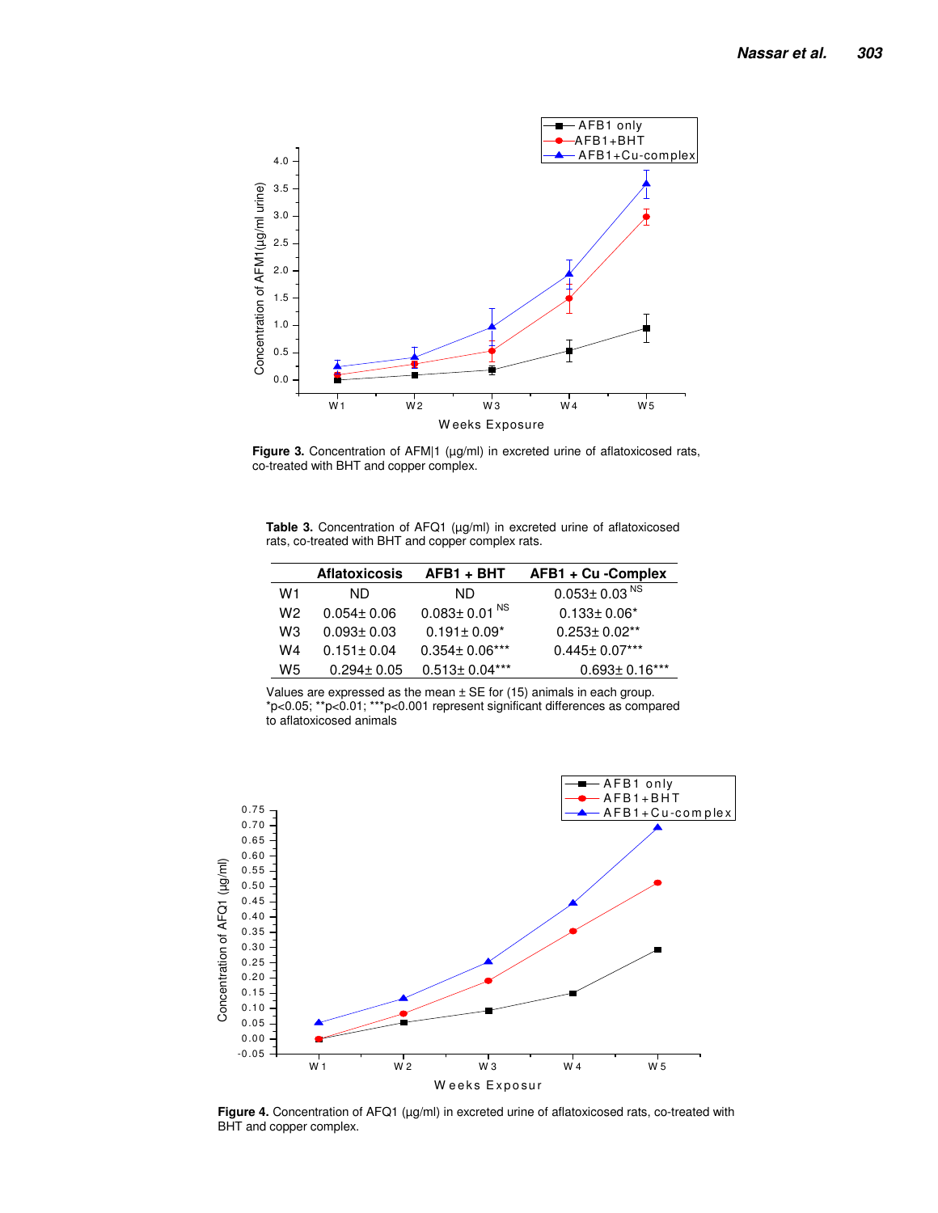**Figure 3.** Concentration of AFM|1 (µg/ml) in excreted urine of aflatoxicosed rats, co-treated with BHT and copper complex.

**Table 3.** Concentration of AFQ1 (µg/ml) in excreted urine of aflatoxicosed rats, co-treated with BHT and copper complex rats.

| | Aflatoxicosis | AFB1 + BHT | AFB1 + Cu -Complex |
|---|---|---|---|
| W1 | ND | ND | 0.053± 0.03 NS |
| W2 | 0.054± 0.06 | 0.083± 0.01 NS | 0.133± 0.06* |
| W3 | 0.093± 0.03 | 0.191± 0.09* | 0.253± 0.02** |
| W4 | 0.151± 0.04 | 0.354± 0.06*** | 0.445± 0.07*** |
| W5 | 0.294± 0.05 | 0.513± 0.04*** | 0.693± 0.16*** |

Values are expressed as the mean ± SE for (15) animals in each group. *p<0.05; **p<0.01; ***p<0.001 represent significant differences as compared to aflatoxicosed animals

**Figure 4.** Concentration of AFQ1 (µg/ml) in excreted urine of aflatoxicosed rats, co-treated with BHT and copper complex.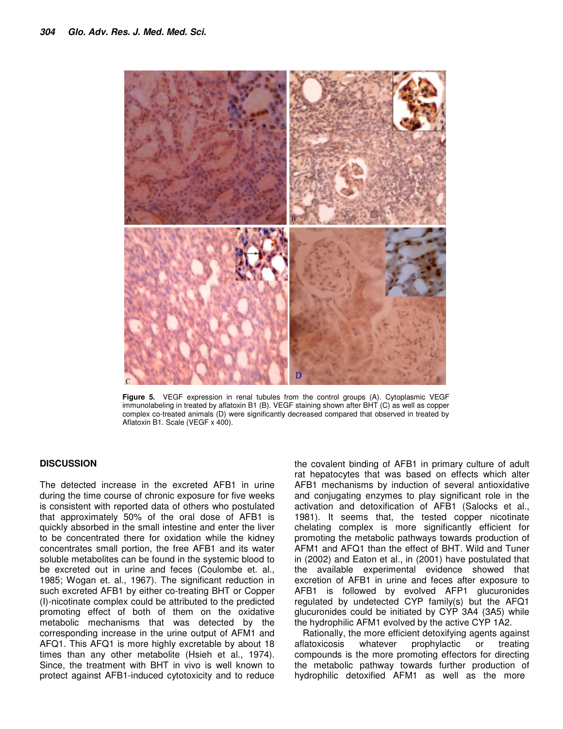**Figure 5.** VEGF expression in renal tubules from the control groups (A). Cytoplasmic VEGF immunolabeling in treated by aflatoxin B1 (B). VEGF staining shown after BHT (C) as well as copper complex co-treated animals (D) were significantly decreased compared that observed in treated by Aflatoxin B1. Scale (VEGF x 400).

## DISCUSSION

The detected increase in the excreted AFB1 in urine during the time course of chronic exposure for five weeks is consistent with reported data of others who postulated that approximately 50% of the oral dose of AFB1 is quickly absorbed in the small intestine and enter the liver to be concentrated there for oxidation while the kidney concentrates small portion, the free AFB1 and its water soluble metabolites can be found in the systemic blood to be excreted out in urine and feces (Coulombe et. al., 1985; Wogan et. al., 1967). The significant reduction in such excreted AFB1 by either co-treating BHT or Copper (I)-nicotinate complex could be attributed to the predicted promoting effect of both of them on the oxidative metabolic mechanisms that was detected by the corresponding increase in the urine output of AFM1 and AFQ1. This AFQ1 is more highly excretable by about 18 times than any other metabolite (Hsieh et al., 1974). Since, the treatment with BHT in vivo is well known to protect against AFB1-induced cytotoxicity and to reduce the covalent binding of AFB1 in primary culture of adult rat hepatocytes that was based on effects which alter AFB1 mechanisms by induction of several antioxidative and conjugating enzymes to play significant role in the activation and detoxification of AFB1 (Salocks et al., 1981). It seems that, the tested copper nicotinate chelating complex is more significantly efficient for promoting the metabolic pathways towards production of AFM1 and AFQ1 than the effect of BHT. Wild and Tuner in (2002) and Eaton et al., in (2001) have postulated that the available experimental evidence showed that excretion of AFB1 in urine and feces after exposure to AFB1 is followed by evolved AFP1 glucuronides regulated by undetected CYP family(s) but the AFQ1 glucuronides could be initiated by CYP 3A4 (3A5) while the hydrophilic AFM1 evolved by the active CYP 1A2.

Rationally, the more efficient detoxifying agents against aflatoxicosis whatever prophylactic or treating compounds is the more promoting effectors for directing the metabolic pathway towards further production of hydrophilic detoxified AFM1 as well as the more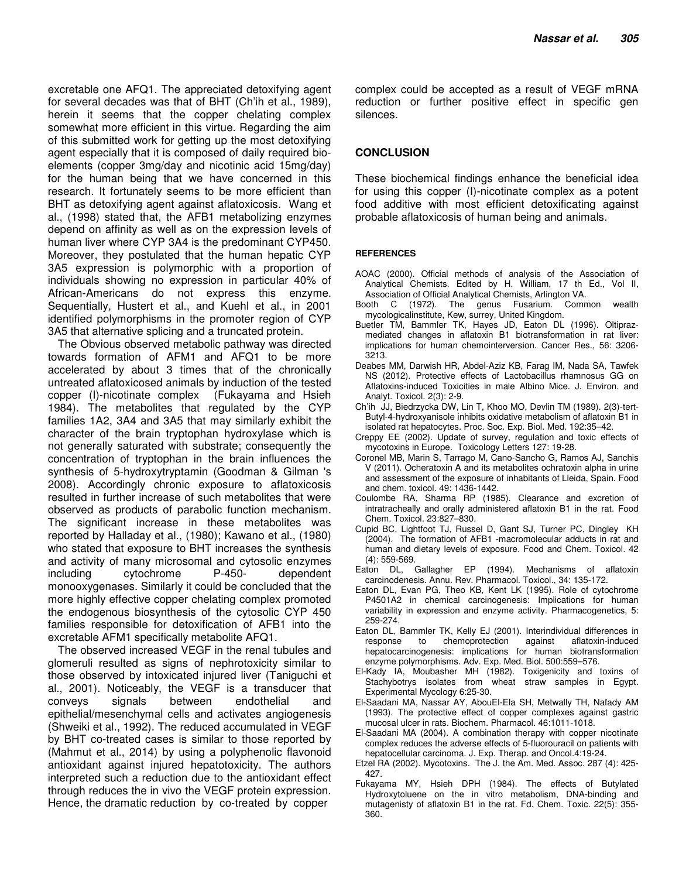excretable one AFQ1. The appreciated detoxifying agent for several decades was that of BHT (Ch'ih et al., 1989), herein it seems that the copper chelating complex somewhat more efficient in this virtue. Regarding the aim of this submitted work for getting up the most detoxifying agent especially that it is composed of daily required bio-elements (copper 3mg/day and nicotinic acid 15mg/day) for the human being that we have concerned in this research. It fortunately seems to be more efficient than BHT as detoxifying agent against aflatoxicosis. Wang et al., (1998) stated that, the AFB1 metabolizing enzymes depend on affinity as well as on the expression levels of human liver where CYP 3A4 is the predominant CYP450. Moreover, they postulated that the human hepatic CYP 3A5 expression is polymorphic with a proportion of individuals showing no expression in particular 40% of African-Americans do not express this enzyme. Sequentially, Hustert et al., and Kuehl et al., in 2001 identified polymorphisms in the promoter region of CYP 3A5 that alternative splicing and a truncated protein.

The Obvious observed metabolic pathway was directed towards formation of AFM1 and AFQ1 to be more accelerated by about 3 times that of the chronically untreated aflatoxicosed animals by induction of the tested copper (I)-nicotinate complex (Fukayama and Hsieh 1984). The metabolites that regulated by the CYP families 1A2, 3A4 and 3A5 that may similarly exhibit the character of the brain tryptophan hydroxylase which is not generally saturated with substrate; consequently the concentration of tryptophan in the brain influences the synthesis of 5-hydroxytryptamin (Goodman & Gilman 's 2008). Accordingly chronic exposure to aflatoxicosis resulted in further increase of such metabolites that were observed as products of parabolic function mechanism. The significant increase in these metabolites was reported by Halladay et al., (1980); Kawano et al., (1980) who stated that exposure to BHT increases the synthesis and activity of many microsomal and cytosolic enzymes including cytochrome P-450- dependent monooxygenases. Similarly it could be concluded that the more highly effective copper chelating complex promoted the endogenous biosynthesis of the cytosolic CYP 450 families responsible for detoxification of AFB1 into the excretable AFM1 specifically metabolite AFQ1.

The observed increased VEGF in the renal tubules and glomeruli resulted as signs of nephrotoxicity similar to those observed by intoxicated injured liver (Taniguchi et al., 2001). Noticeably, the VEGF is a transducer that conveys signals between endothelial and epithelial/mesenchymal cells and activates angiogenesis (Shweiki et al., 1992). The reduced accumulated in VEGF by BHT co-treated cases is similar to those reported by (Mahmut et al., 2014) by using a polyphenolic flavonoid antioxidant against injured hepatotoxicity. The authors interpreted such a reduction due to the antioxidant effect through reduces the in vivo the VEGF protein expression. Hence, the dramatic reduction by co-treated by copper complex could be accepted as a result of VEGF mRNA reduction or further positive effect in specific gen silences.

## CONCLUSION

These biochemical findings enhance the beneficial idea for using this copper (I)-nicotinate complex as a potent food additive with most efficient detoxificating against probable aflatoxicosis of human being and animals.

## REFERENCES

AOAC (2000). Official methods of analysis of the Association of Analytical Chemists. Edited by H. William, 17 th Ed., Vol II, Association of Official Analytical Chemists, Arlington VA.

Booth C (1972). The genus Fusarium. Common wealth mycologicalinstitute, Kew, surrey, United Kingdom.

Buetler TM, Bammler TK, Hayes JD, Eaton DL (1996). Oltipraz-mediated changes in aflatoxin B1 biotransformation in rat liver: implications for human chemointerversion. Cancer Res., 56: 3206-3213.

Deabes MM, Darwish HR, Abdel-Aziz KB, Farag IM, Nada SA, Tawfek NS (2012). Protective effects of Lactobacillus rhamnosus GG on Aflatoxins-induced Toxicities in male Albino Mice. J. Environ. and Analyt. Toxicol. 2(3): 2-9.

Ch'ih JJ, Biedrzycka DW, Lin T, Khoo MO, Devlin TM (1989). 2(3)-tert-Butyl-4-hydroxyanisole inhibits oxidative metabolism of aflatoxin B1 in isolated rat hepatocytes. Proc. Soc. Exp. Biol. Med. 192:35–42.

Creppy EE (2002). Update of survey, regulation and toxic effects of mycotoxins in Europe. Toxicology Letters 127: 19-28.

Coronel MB, Marin S, Tarrago M, Cano-Sancho G, Ramos AJ, Sanchis V (2011). Ocheratoxin A and its metabolites ochratoxin alpha in urine and assessment of the exposure of inhabitants of Lleida, Spain. Food and chem. toxicol. 49: 1436-1442.

Coulombe RA, Sharma RP (1985). Clearance and excretion of intratracheally and orally administered aflatoxin B1 in the rat. Food Chem. Toxicol. 23:827–830.

Cupid BC, Lightfoot TJ, Russel D, Gant SJ, Turner PC, Dingley KH (2004). The formation of AFB1 -macromolecular adducts in rat and human and dietary levels of exposure. Food and Chem. Toxicol. 42 (4): 559-569.

Eaton DL, Gallagher EP (1994). Mechanisms of aflatoxin carcinodenesis. Annu. Rev. Pharmacol. Toxicol., 34: 135-172.

Eaton DL, Evan PG, Theo KB, Kent LK (1995). Role of cytochrome P4501A2 in chemical carcinogenesis: Implications for human variability in expression and enzyme activity. Pharmacogenetics, 5: 259-274.

Eaton DL, Bammler TK, Kelly EJ (2001). Interindividual differences in response to chemoprotection against aflatoxin-induced hepatocarcinogenesis: implications for human biotransformation enzyme polymorphisms. Adv. Exp. Med. Biol. 500:559–576.

El-Kady IA, Moubasher MH (1982). Toxigenicity and toxins of Stachybotrys isolates from wheat straw samples in Egypt. Experimental Mycology 6:25-30.

El-Saadani MA, Nassar AY, AbouEl-Ela SH, Metwally TH, Nafady AM (1993). The protective effect of copper complexes against gastric mucosal ulcer in rats. Biochem. Pharmacol. 46:1011-1018.

El-Saadani MA (2004). A combination therapy with copper nicotinate complex reduces the adverse effects of 5-fluorouracil on patients with hepatocellular carcinoma. J. Exp. Therap. and Oncol.4:19-24.

Etzel RA (2002). Mycotoxins. The J. the Am. Med. Assoc. 287 (4): 425-427.

Fukayama MY, Hsieh DPH (1984). The effects of Butylated Hydroxytoluene on the in vitro metabolism, DNA-binding and mutagenisty of aflatoxin B1 in the rat. Fd. Chem. Toxic. 22(5): 355-360.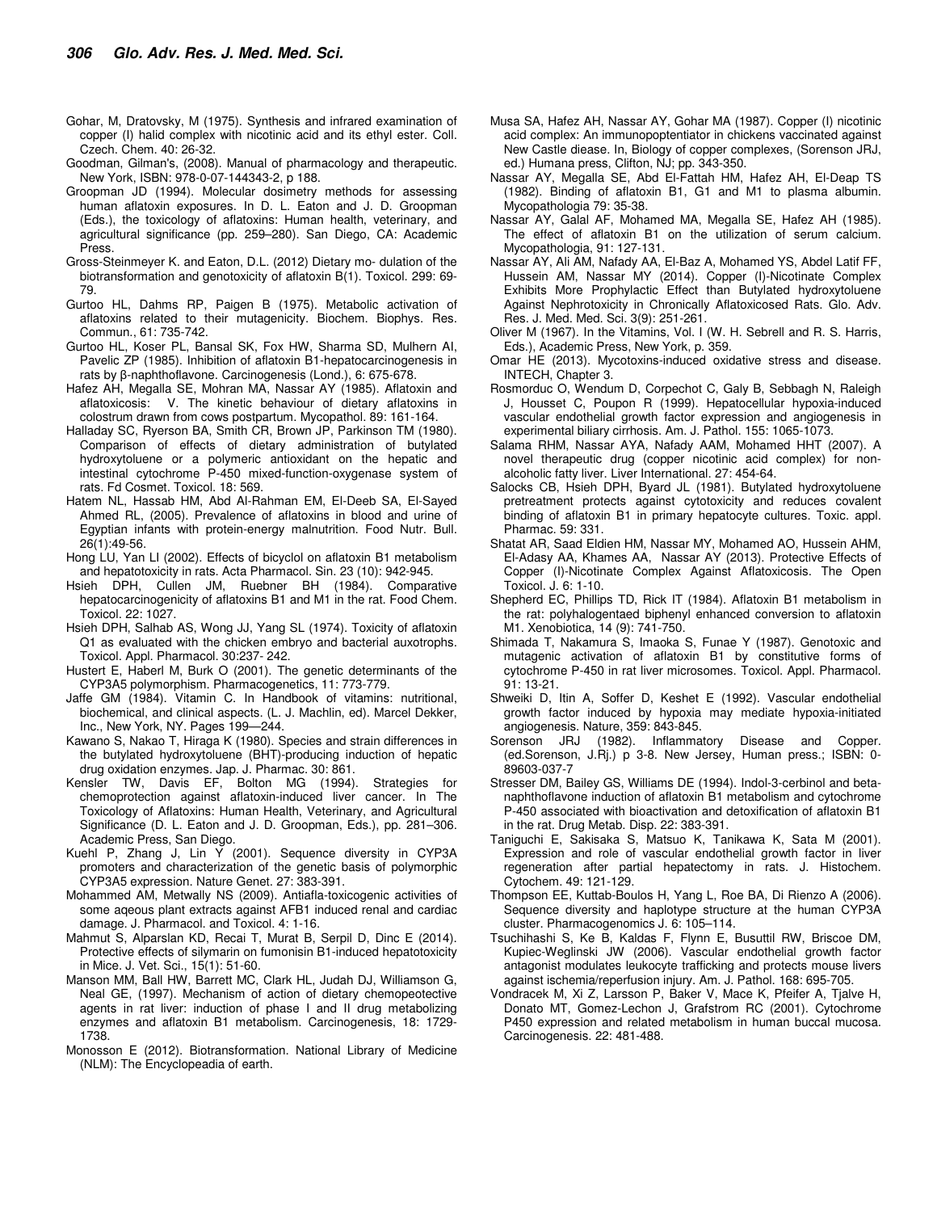Gohar, M, Dratovsky, M (1975). Synthesis and infrared examination of copper (I) halid complex with nicotinic acid and its ethyl ester. Coll. Czech. Chem. 40: 26-32.

Goodman, Gilman's, (2008). Manual of pharmacology and therapeutic. New York, ISBN: 978-0-07-144343-2, p 188.

Groopman JD (1994). Molecular dosimetry methods for assessing human aflatoxin exposures. In D. L. Eaton and J. D. Groopman (Eds.), the toxicology of aflatoxins: Human health, veterinary, and agricultural significance (pp. 259–280). San Diego, CA: Academic Press.

Gross-Steinmeyer K. and Eaton, D.L. (2012) Dietary mo- dulation of the biotransformation and genotoxicity of aflatoxin B(1). Toxicol. 299: 69-79.

Gurtoo HL, Dahms RP, Paigen B (1975). Metabolic activation of aflatoxins related to their mutagenicity. Biochem. Biophys. Res. Commun., 61: 735-742.

Gurtoo HL, Koser PL, Bansal SK, Fox HW, Sharma SD, Mulhern AI, Pavelic ZP (1985). Inhibition of aflatoxin B1-hepatocarcinogenesis in rats by β-naphthoflavone. Carcinogenesis (Lond.), 6: 675-678.

Hafez AH, Megalla SE, Mohran MA, Nassar AY (1985). Aflatoxin and aflatoxicosis: V. The kinetic behaviour of dietary aflatoxins in colostrum drawn from cows postpartum. Mycopathol. 89: 161-164.

Halladay SC, Ryerson BA, Smith CR, Brown JP, Parkinson TM (1980). Comparison of effects of dietary administration of butylated hydroxytoluene or a polymeric antioxidant on the hepatic and intestinal cytochrome P-450 mixed-function-oxygenase system of rats. Fd Cosmet. Toxicol. 18: 569.

Hatem NL, Hassab HM, Abd Al-Rahman EM, El-Deeb SA, El-Sayed Ahmed RL, (2005). Prevalence of aflatoxins in blood and urine of Egyptian infants with protein-energy malnutrition. Food Nutr. Bull. 26(1):49-56.

Hong LU, Yan LI (2002). Effects of bicyclol on aflatoxin B1 metabolism and hepatotoxicity in rats. Acta Pharmacol. Sin. 23 (10): 942-945.

Hsieh DPH, Cullen JM, Ruebner BH (1984). Comparative hepatocarcinogenicity of aflatoxins B1 and M1 in the rat. Food Chem. Toxicol. 22: 1027.

Hsieh DPH, Salhab AS, Wong JJ, Yang SL (1974). Toxicity of aflatoxin Q1 as evaluated with the chicken embryo and bacterial auxotrophs. Toxicol. Appl. Pharmacol. 30:237- 242.

Hustert E, Haberl M, Burk O (2001). The genetic determinants of the CYP3A5 polymorphism. Pharmacogenetics, 11: 773-779.

Jaffe GM (1984). Vitamin C. In Handbook of vitamins: nutritional, biochemical, and clinical aspects. (L. J. Machlin, ed). Marcel Dekker, Inc., New York, NY. Pages 199—244.

Kawano S, Nakao T, Hiraga K (1980). Species and strain differences in the butylated hydroxytoluene (BHT)-producing induction of hepatic drug oxidation enzymes. Jap. J. Pharmac. 30: 861.

Kensler TW, Davis EF, Bolton MG (1994). Strategies for chemoprotection against aflatoxin-induced liver cancer. In The Toxicology of Aflatoxins: Human Health, Veterinary, and Agricultural Significance (D. L. Eaton and J. D. Groopman, Eds.), pp. 281–306. Academic Press, San Diego.

Kuehl P, Zhang J, Lin Y (2001). Sequence diversity in CYP3A promoters and characterization of the genetic basis of polymorphic CYP3A5 expression. Nature Genet. 27: 383-391.

Mohammed AM, Metwally NS (2009). Antiafla-toxicogenic activities of some aqeous plant extracts against AFB1 induced renal and cardiac damage. J. Pharmacol. and Toxicol. 4: 1-16.

Mahmut S, Alparslan KD, Recai T, Murat B, Serpil D, Dinc E (2014). Protective effects of silymarin on fumonisin B1-induced hepatotoxicity in Mice. J. Vet. Sci., 15(1): 51-60.

Manson MM, Ball HW, Barrett MC, Clark HL, Judah DJ, Williamson G, Neal GE, (1997). Mechanism of action of dietary chemopeotective agents in rat liver: induction of phase I and II drug metabolizing enzymes and aflatoxin B1 metabolism. Carcinogenesis, 18: 1729-1738.

Monosson E (2012). Biotransformation. National Library of Medicine (NLM): The Encyclopeadia of earth.

Musa SA, Hafez AH, Nassar AY, Gohar MA (1987). Copper (I) nicotinic acid complex: An immunopoptentiator in chickens vaccinated against New Castle diease. In, Biology of copper complexes, (Sorenson JRJ, ed.) Humana press, Clifton, NJ; pp. 343-350.

Nassar AY, Megalla SE, Abd El-Fattah HM, Hafez AH, El-Deap TS (1982). Binding of aflatoxin B1, G1 and M1 to plasma albumin. Mycopathologia 79: 35-38.

Nassar AY, Galal AF, Mohamed MA, Megalla SE, Hafez AH (1985). The effect of aflatoxin B1 on the utilization of serum calcium. Mycopathologia, 91: 127-131.

Nassar AY, Ali AM, Nafady AA, El-Baz A, Mohamed YS, Abdel Latif FF, Hussein AM, Nassar MY (2014). Copper (I)-Nicotinate Complex Exhibits More Prophylactic Effect than Butylated hydroxytoluene Against Nephrotoxicity in Chronically Aflatoxicosed Rats. Glo. Adv. Res. J. Med. Med. Sci. 3(9): 251-261.

Oliver M (1967). In the Vitamins, Vol. I (W. H. Sebrell and R. S. Harris, Eds.), Academic Press, New York, p. 359.

Omar HE (2013). Mycotoxins-induced oxidative stress and disease. INTECH, Chapter 3.

Rosmorduc O, Wendum D, Corpechot C, Galy B, Sebbagh N, Raleigh J, Housset C, Poupon R (1999). Hepatocellular hypoxia-induced vascular endothelial growth factor expression and angiogenesis in experimental biliary cirrhosis. Am. J. Pathol. 155: 1065-1073.

Salama RHM, Nassar AYA, Nafady AAM, Mohamed HHT (2007). A novel therapeutic drug (copper nicotinic acid complex) for non-alcoholic fatty liver. Liver International. 27: 454-64.

Salocks CB, Hsieh DPH, Byard JL (1981). Butylated hydroxytoluene pretreatment protects against cytotoxicity and reduces covalent binding of aflatoxin B1 in primary hepatocyte cultures. Toxic. appl. Pharmac. 59: 331.

Shatat AR, Saad Eldien HM, Nassar MY, Mohamed AO, Hussein AHM, El-Adasy AA, Khames AA, Nassar AY (2013). Protective Effects of Copper (I)-Nicotinate Complex Against Aflatoxicosis. The Open Toxicol. J. 6: 1-10.

Shepherd EC, Phillips TD, Rick IT (1984). Aflatoxin B1 metabolism in the rat: polyhalogentaed biphenyl enhanced conversion to aflatoxin M1. Xenobiotica, 14 (9): 741-750.

Shimada T, Nakamura S, Imaoka S, Funae Y (1987). Genotoxic and mutagenic activation of aflatoxin B1 by constitutive forms of cytochrome P-450 in rat liver microsomes. Toxicol. Appl. Pharmacol. 91: 13-21.

Shweiki D, Itin A, Soffer D, Keshet E (1992). Vascular endothelial growth factor induced by hypoxia may mediate hypoxia-initiated angiogenesis. Nature, 359: 843-845.

Sorenson JRJ (1982). Inflammatory Disease and Copper. (ed.Sorenson, J.Rj.) p 3-8. New Jersey, Human press.; ISBN: 0-89603-037-7

Stresser DM, Bailey GS, Williams DE (1994). Indol-3-cerbinol and beta-naphthoflavone induction of aflatoxin B1 metabolism and cytochrome P-450 associated with bioactivation and detoxification of aflatoxin B1 in the rat. Drug Metab. Disp. 22: 383-391.

Taniguchi E, Sakisaka S, Matsuo K, Tanikawa K, Sata M (2001). Expression and role of vascular endothelial growth factor in liver regeneration after partial hepatectomy in rats. J. Histochem. Cytochem. 49: 121-129.

Thompson EE, Kuttab-Boulos H, Yang L, Roe BA, Di Rienzo A (2006). Sequence diversity and haplotype structure at the human CYP3A cluster. Pharmacogenomics J. 6: 105–114.

Tsuchihashi S, Ke B, Kaldas F, Flynn E, Busuttil RW, Briscoe DM, Kupiec-Weglinski JW (2006). Vascular endothelial growth factor antagonist modulates leukocyte trafficking and protects mouse livers against ischemia/reperfusion injury. Am. J. Pathol. 168: 695-705.

Vondracek M, Xi Z, Larsson P, Baker V, Mace K, Pfeifer A, Tjalve H, Donato MT, Gomez-Lechon J, Grafstrom RC (2001). Cytochrome P450 expression and related metabolism in human buccal mucosa. Carcinogenesis. 22: 481-488.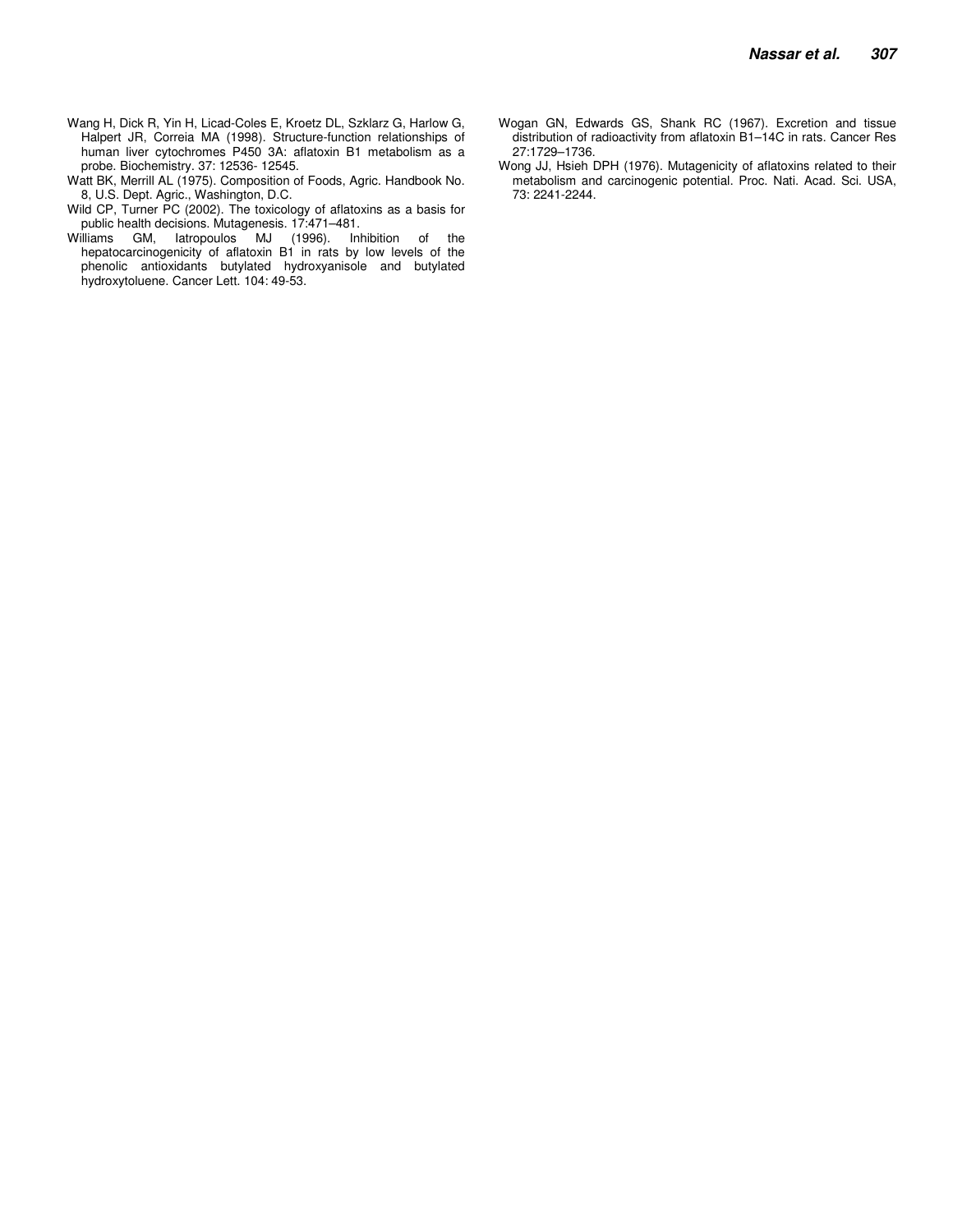Wang H, Dick R, Yin H, Licad-Coles E, Kroetz DL, Szklarz G, Harlow G, Halpert JR, Correia MA (1998). Structure-function relationships of human liver cytochromes P450 3A: aflatoxin B1 metabolism as a probe. Biochemistry. 37: 12536- 12545.

Watt BK, Merrill AL (1975). Composition of Foods, Agric. Handbook No. 8, U.S. Dept. Agric., Washington, D.C.

Wild CP, Turner PC (2002). The toxicology of aflatoxins as a basis for public health decisions. Mutagenesis. 17:471–481.

Williams GM, Iatropoulos MJ (1996). Inhibition of the hepatocarcinogenicity of aflatoxin B1 in rats by low levels of the phenolic antioxidants butylated hydroxyanisole and butylated hydroxytoluene. Cancer Lett. 104: 49-53.

Wogan GN, Edwards GS, Shank RC (1967). Excretion and tissue distribution of radioactivity from aflatoxin B1–14C in rats. Cancer Res 27:1729–1736.

Wong JJ, Hsieh DPH (1976). Mutagenicity of aflatoxins related to their metabolism and carcinogenic potential. Proc. Nati. Acad. Sci. USA, 73: 2241-2244.